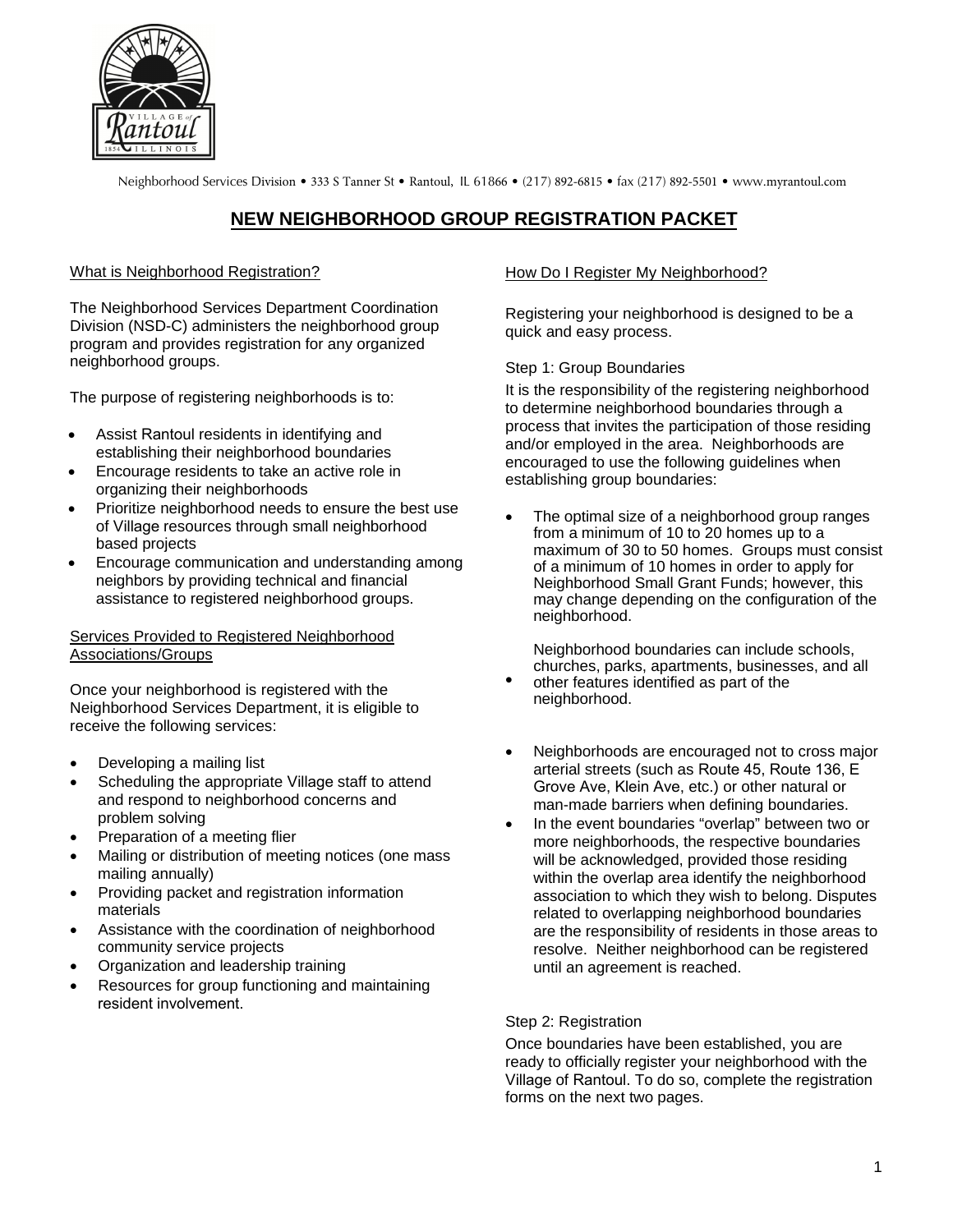Neighborhood Services Division • 333 S Tanner St • Rantoul, IL 61866 • (217) 892-6815 • fax (217) 892-5501 • www.myrantoul.com

# NEW NEIGHBORHOOD GROUP REGISTRATION PACKET

## What is Neighborhood Registration?

The Neighborhood Services Department Coordination Division (NSD-C) administers the neighborhood group program and provides registration for any organized neighborhood groups.

The purpose of registering neighborhoods is to:

- Assist Rantoul residents in identifying and establishing their neighborhood boundaries
- Encourage residents to take an active role in organizing their neighborhoods
- Prioritize neighborhood needs to ensure the best use of Village resources through small neighborhood based projects
- Encourage communication and understanding among neighbors by providing technical and financial assistance to registered neighborhood groups.

## Services Provided to Registered Neighborhood Associations/Groups

Once your neighborhood is registered with the Neighborhood Services Department, it is eligible to receive the following services:

- Developing a mailing list
- Scheduling the appropriate Village staff to attend and respond to neighborhood concerns and problem solving
- Preparation of a meeting flier
- Mailing or distribution of meeting notices (one mass mailing annually)
- Providing packet and registration information materials
- Assistance with the coordination of neighborhood community service projects
- Organization and leadership training
- Resources for group functioning and maintaining resident involvement.

## How Do I Register My Neighborhood?

Registering your neighborhood is designed to be a quick and easy process.

### Step 1: Group Boundaries

It is the responsibility of the registering neighborhood to determine neighborhood boundaries through a process that invites the participation of those residing and/or employed in the area. Neighborhoods are encouraged to use the following guidelines when establishing group boundaries:

- The optimal size of a neighborhood group ranges from a minimum of 10 to 20 homes up to a maximum of 30 to 50 homes. Groups must consist of a minimum of 10 homes in order to apply for Neighborhood Small Grant Funds; however, this may change depending on the configuration of the neighborhood.
- Neighborhood boundaries can include schools, churches, parks, apartments, businesses, and all other features identified as part of the neighborhood.
- Neighborhoods are encouraged not to cross major arterial streets (such as Route 45, Route 136, E Grove Ave, Klein Ave, etc.) or other natural or man-made barriers when defining boundaries.
- In the event boundaries "overlap" between two or more neighborhoods, the respective boundaries will be acknowledged, provided those residing within the overlap area identify the neighborhood association to which they wish to belong. Disputes related to overlapping neighborhood boundaries are the responsibility of residents in those areas to resolve. Neither neighborhood can be registered until an agreement is reached.

### Step 2: Registration

Once boundaries have been established, you are ready to officially register your neighborhood with the Village of Rantoul. To do so, complete the registration forms on the next two pages.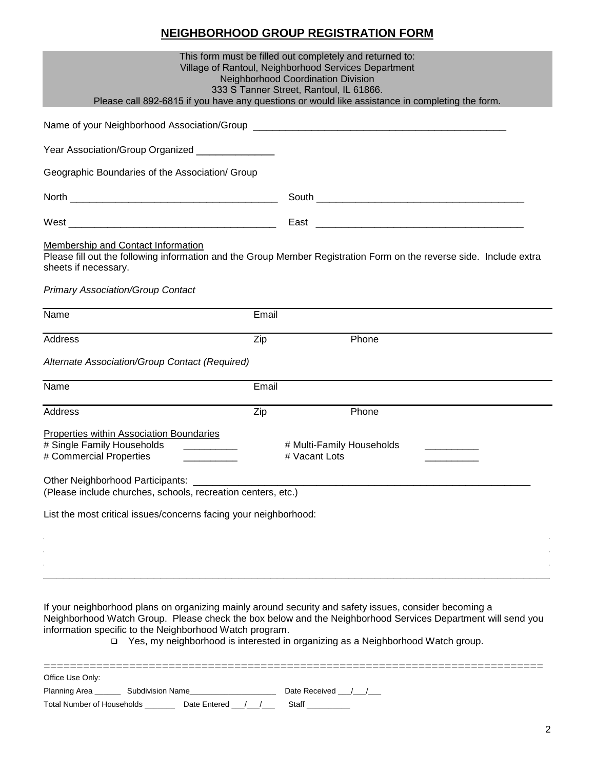# NEIGHBORHOOD GROUP REGISTRATION FORM

This form must be filled out completely and returned to:
Village of Rantoul, Neighborhood Services Department
Neighborhood Coordination Division
333 S Tanner Street, Rantoul, IL 61866.
Please call 892-6815 if you have any questions or would like assistance in completing the form.

Name of your Neighborhood Association/Group ______________________________________________

Year Association/Group Organized ______________

Geographic Boundaries of the Association/ Group

North ______________________________________ South ______________________________________

West _______________________________________ East _______________________________________

Membership and Contact Information

Please fill out the following information and the Group Member Registration Form on the reverse side. Include extra sheets if necessary.

*Primary Association/Group Contact*

| Name | Email | |
|---|---|---|
| Address | Zip | Phone |

*Alternate Association/Group Contact (Required)*

| Name | Email | |
|---|---|---|
| Address | Zip | Phone |

Properties within Association Boundaries

# Single Family Households __________ # Multi-Family Households __________

# Commercial Properties __________ # Vacant Lots __________

Other Neighborhood Participants: ______________________________________________________________
(Please include churches, schools, recreation centers, etc.)

List the most critical issues/concerns facing your neighborhood:

_____________________________________________________________________________________

If your neighborhood plans on organizing mainly around security and safety issues, consider becoming a Neighborhood Watch Group. Please check the box below and the Neighborhood Services Department will send you information specific to the Neighborhood Watch program.

- ☐ Yes, my neighborhood is interested in organizing as a Neighborhood Watch group.

=============================================================================

Office Use Only:

Planning Area ______ Subdivision Name___________________ Date Received ___/___/___

Total Number of Households _______ Date Entered ___/___/___ Staff _________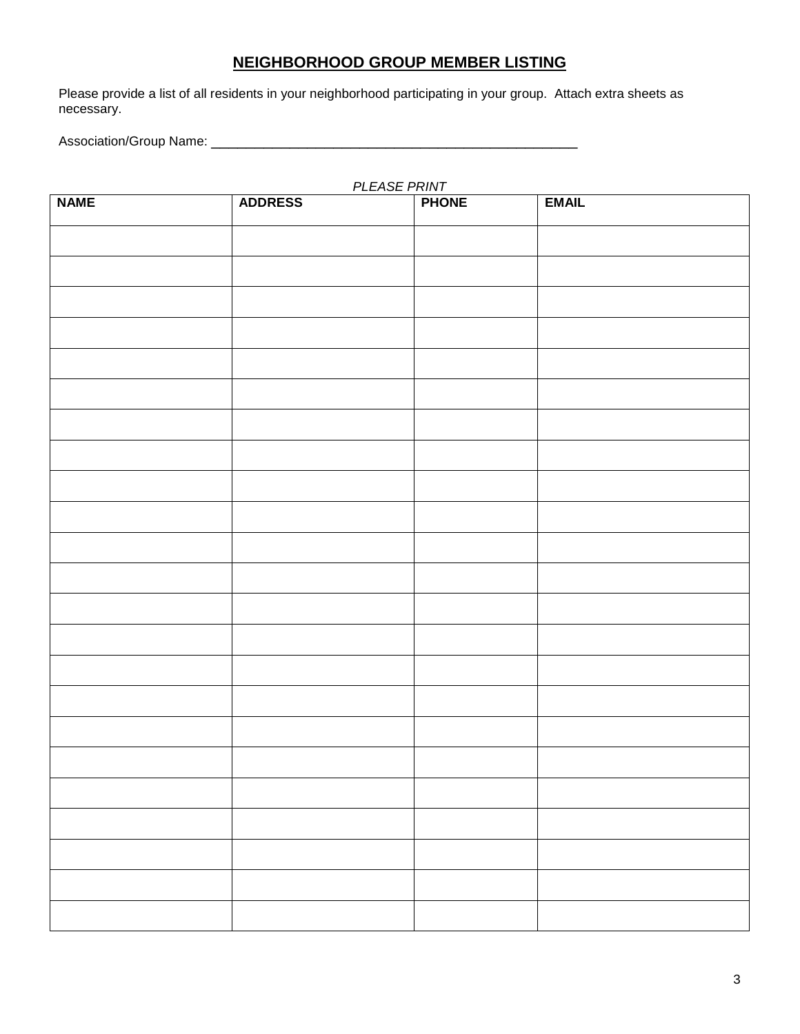# NEIGHBORHOOD GROUP MEMBER LISTING

Please provide a list of all residents in your neighborhood participating in your group. Attach extra sheets as necessary.

Association/Group Name: ___________________________________________________

*PLEASE PRINT*

| NAME | ADDRESS | PHONE | EMAIL |
|---|---|---|---|
| | | | |
| | | | |
| | | | |
| | | | |
| | | | |
| | | | |
| | | | |
| | | | |
| | | | |
| | | | |
| | | | |
| | | | |
| | | | |
| | | | |
| | | | |
| | | | |
| | | | |
| | | | |
| | | | |
| | | | |
| | | | |
| | | | |
| | | | |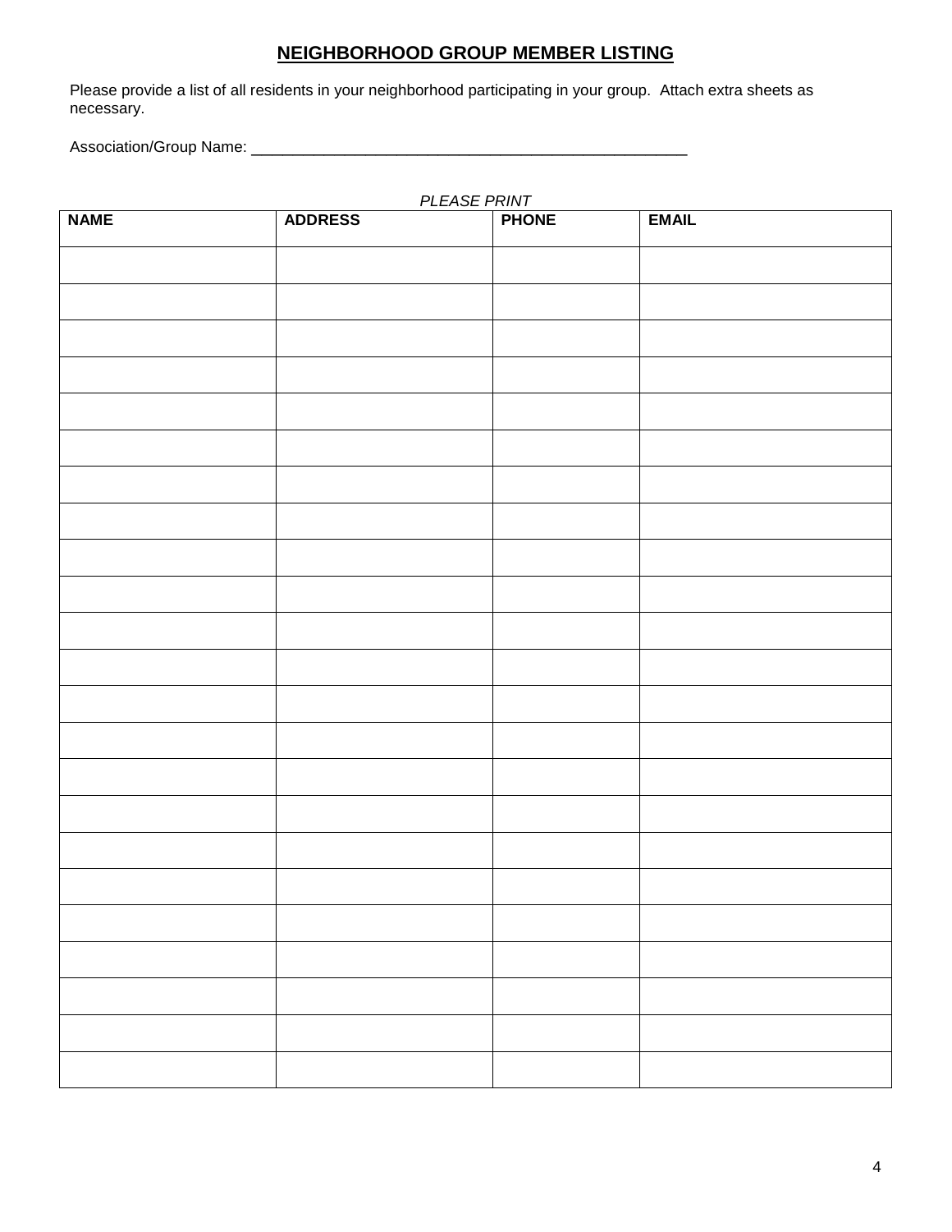# NEIGHBORHOOD GROUP MEMBER LISTING

Please provide a list of all residents in your neighborhood participating in your group. Attach extra sheets as necessary.

Association/Group Name: ___________________________________________________

*PLEASE PRINT*

| NAME | ADDRESS | PHONE | EMAIL |
|---|---|---|---|
| | | | |
| | | | |
| | | | |
| | | | |
| | | | |
| | | | |
| | | | |
| | | | |
| | | | |
| | | | |
| | | | |
| | | | |
| | | | |
| | | | |
| | | | |
| | | | |
| | | | |
| | | | |
| | | | |
| | | | |
| | | | |
| | | | |
| | | | |